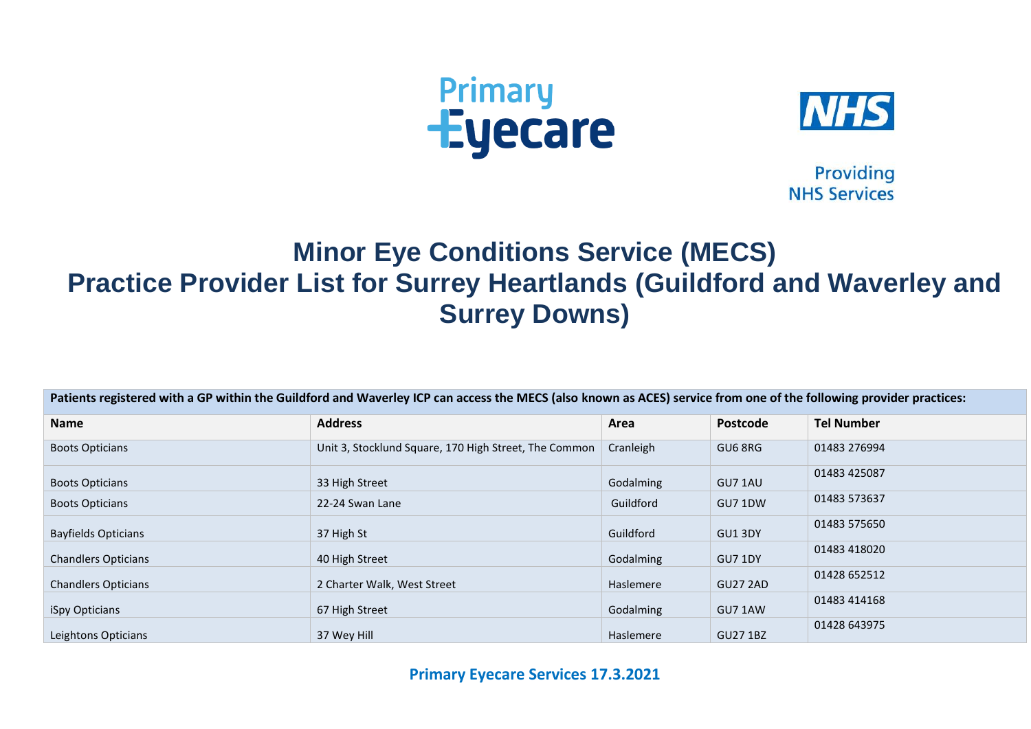Primary Eyecare

Providing NHS Services

# Minor Eye Conditions Service (MECS)
# Practice Provider List for Surrey Heartlands (Guildford and Waverley and Surrey Downs)

| Patients registered with a GP within the Guildford and Waverley ICP can access the MECS (also known as ACES) service from one of the following provider practices: | | | | |
|---|---|---|---|---|
| **Name** | **Address** | **Area** | **Postcode** | **Tel Number** |
| Boots Opticians | Unit 3, Stocklund Square, 170 High Street, The Common | Cranleigh | GU6 8RG | 01483 276994 |
| Boots Opticians | 33 High Street | Godalming | GU7 1AU | 01483 425087 |
| Boots Opticians | 22-24 Swan Lane | Guildford | GU7 1DW | 01483 573637 |
| Bayfields Opticians | 37 High St | Guildford | GU1 3DY | 01483 575650 |
| Chandlers Opticians | 40 High Street | Godalming | GU7 1DY | 01483 418020 |
| Chandlers Opticians | 2 Charter Walk, West Street | Haslemere | GU27 2AD | 01428 652512 |
| iSpy Opticians | 67 High Street | Godalming | GU7 1AW | 01483 414168 |
| Leightons Opticians | 37 Wey Hill | Haslemere | GU27 1BZ | 01428 643975 |

**Primary Eyecare Services 17.3.2021**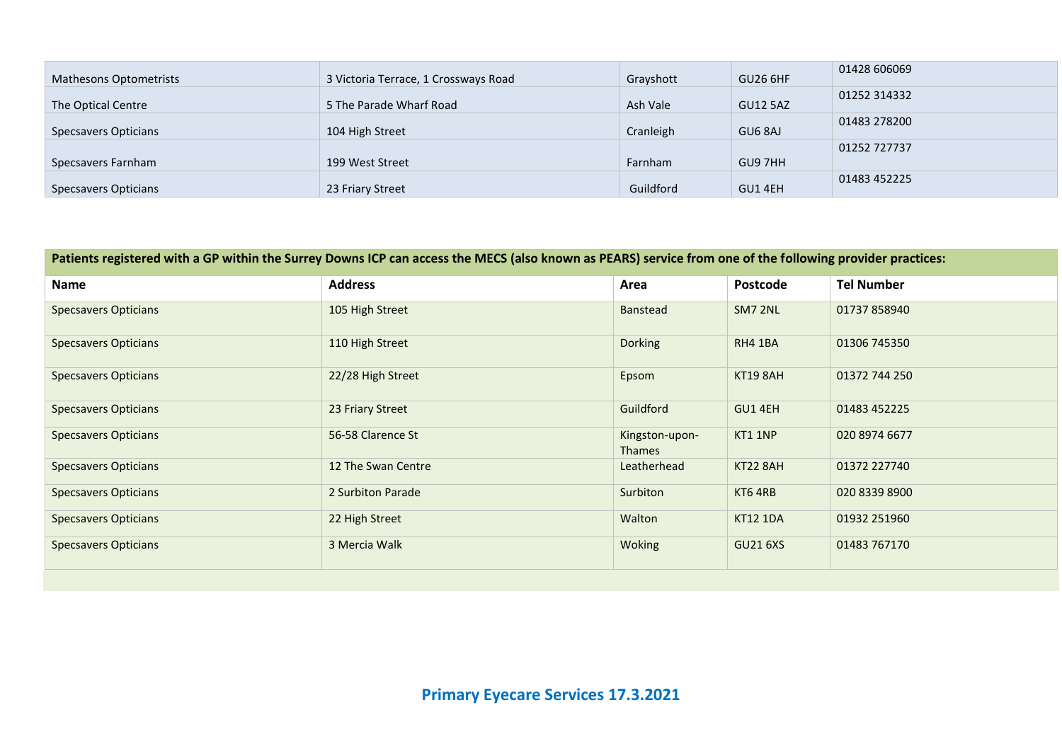| | | | | |
|---|---|---|---|---|
| Mathesons Optometrists | 3 Victoria Terrace, 1 Crossways Road | Grayshott | GU26 6HF | 01428 606069 |
| The Optical Centre | 5 The Parade Wharf Road | Ash Vale | GU12 5AZ | 01252 314332 |
| Specsavers Opticians | 104 High Street | Cranleigh | GU6 8AJ | 01483 278200 |
| Specsavers Farnham | 199 West Street | Farnham | GU9 7HH | 01252 727737 |
| Specsavers Opticians | 23 Friary Street | Guildford | GU1 4EH | 01483 452225 |

**Patients registered with a GP within the Surrey Downs ICP can access the MECS (also known as PEARS) service from one of the following provider practices:**

| Name | Address | Area | Postcode | Tel Number |
|---|---|---|---|---|
| Specsavers Opticians | 105 High Street | Banstead | SM7 2NL | 01737 858940 |
| Specsavers Opticians | 110 High Street | Dorking | RH4 1BA | 01306 745350 |
| Specsavers Opticians | 22/28 High Street | Epsom | KT19 8AH | 01372 744 250 |
| Specsavers Opticians | 23 Friary Street | Guildford | GU1 4EH | 01483 452225 |
| Specsavers Opticians | 56-58 Clarence St | Kingston-upon-Thames | KT1 1NP | 020 8974 6677 |
| Specsavers Opticians | 12 The Swan Centre | Leatherhead | KT22 8AH | 01372 227740 |
| Specsavers Opticians | 2 Surbiton Parade | Surbiton | KT6 4RB | 020 8339 8900 |
| Specsavers Opticians | 22 High Street | Walton | KT12 1DA | 01932 251960 |
| Specsavers Opticians | 3 Mercia Walk | Woking | GU21 6XS | 01483 767170 |

**Primary Eyecare Services 17.3.2021**